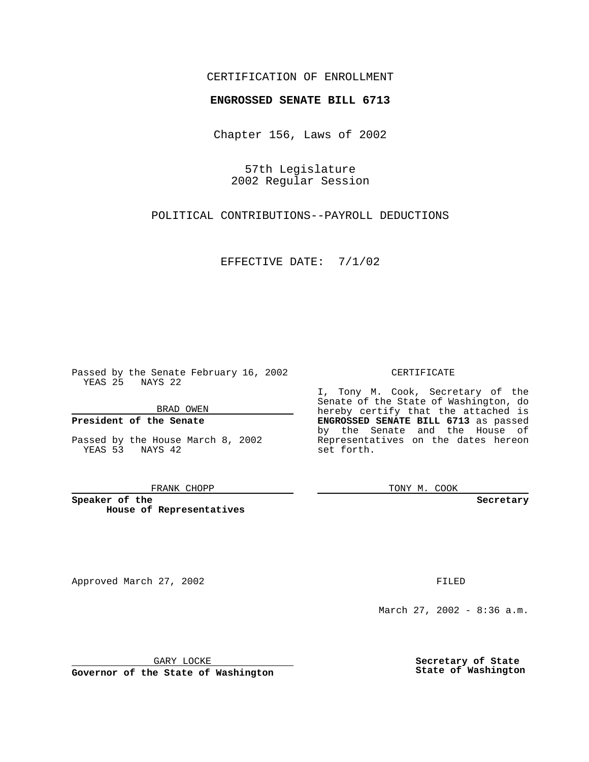CERTIFICATION OF ENROLLMENT

**ENGROSSED SENATE BILL 6713**

Chapter 156, Laws of 2002

57th Legislature
2002 Regular Session

POLITICAL CONTRIBUTIONS--PAYROLL DEDUCTIONS

EFFECTIVE DATE: 7/1/02

Passed by the Senate February 16, 2002
YEAS 25 NAYS 22

BRAD OWEN

**President of the Senate**

Passed by the House March 8, 2002
YEAS 53 NAYS 42

FRANK CHOPP

**Speaker of the House of Representatives**

CERTIFICATE

I, Tony M. Cook, Secretary of the Senate of the State of Washington, do hereby certify that the attached is **ENGROSSED SENATE BILL 6713** as passed by the Senate and the House of Representatives on the dates hereon set forth.

TONY M. COOK

**Secretary**

Approved March 27, 2002

GARY LOCKE

**Governor of the State of Washington**

FILED

March 27, 2002 - 8:36 a.m.

**Secretary of State**
**State of Washington**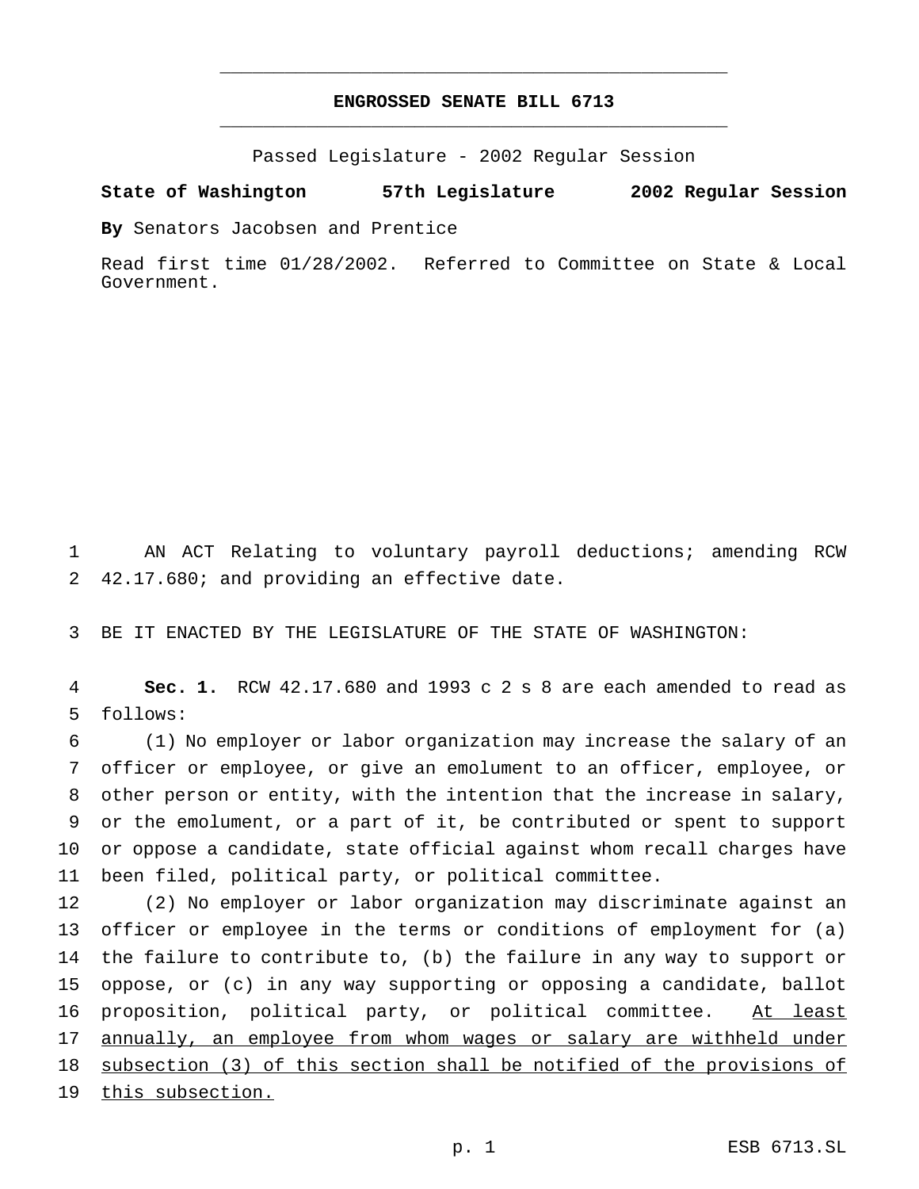# ENGROSSED SENATE BILL 6713

Passed Legislature - 2002 Regular Session

**State of Washington 57th Legislature 2002 Regular Session**

**By** Senators Jacobsen and Prentice

Read first time 01/28/2002. Referred to Committee on State & Local Government.

AN ACT Relating to voluntary payroll deductions; amending RCW 42.17.680; and providing an effective date.

BE IT ENACTED BY THE LEGISLATURE OF THE STATE OF WASHINGTON:

**Sec. 1.** RCW 42.17.680 and 1993 c 2 s 8 are each amended to read as follows:

(1) No employer or labor organization may increase the salary of an officer or employee, or give an emolument to an officer, employee, or other person or entity, with the intention that the increase in salary, or the emolument, or a part of it, be contributed or spent to support or oppose a candidate, state official against whom recall charges have been filed, political party, or political committee.

(2) No employer or labor organization may discriminate against an officer or employee in the terms or conditions of employment for (a) the failure to contribute to, (b) the failure in any way to support or oppose, or (c) in any way supporting or opposing a candidate, ballot proposition, political party, or political committee. <u>At least annually, an employee from whom wages or salary are withheld under subsection (3) of this section shall be notified of the provisions of this subsection.</u>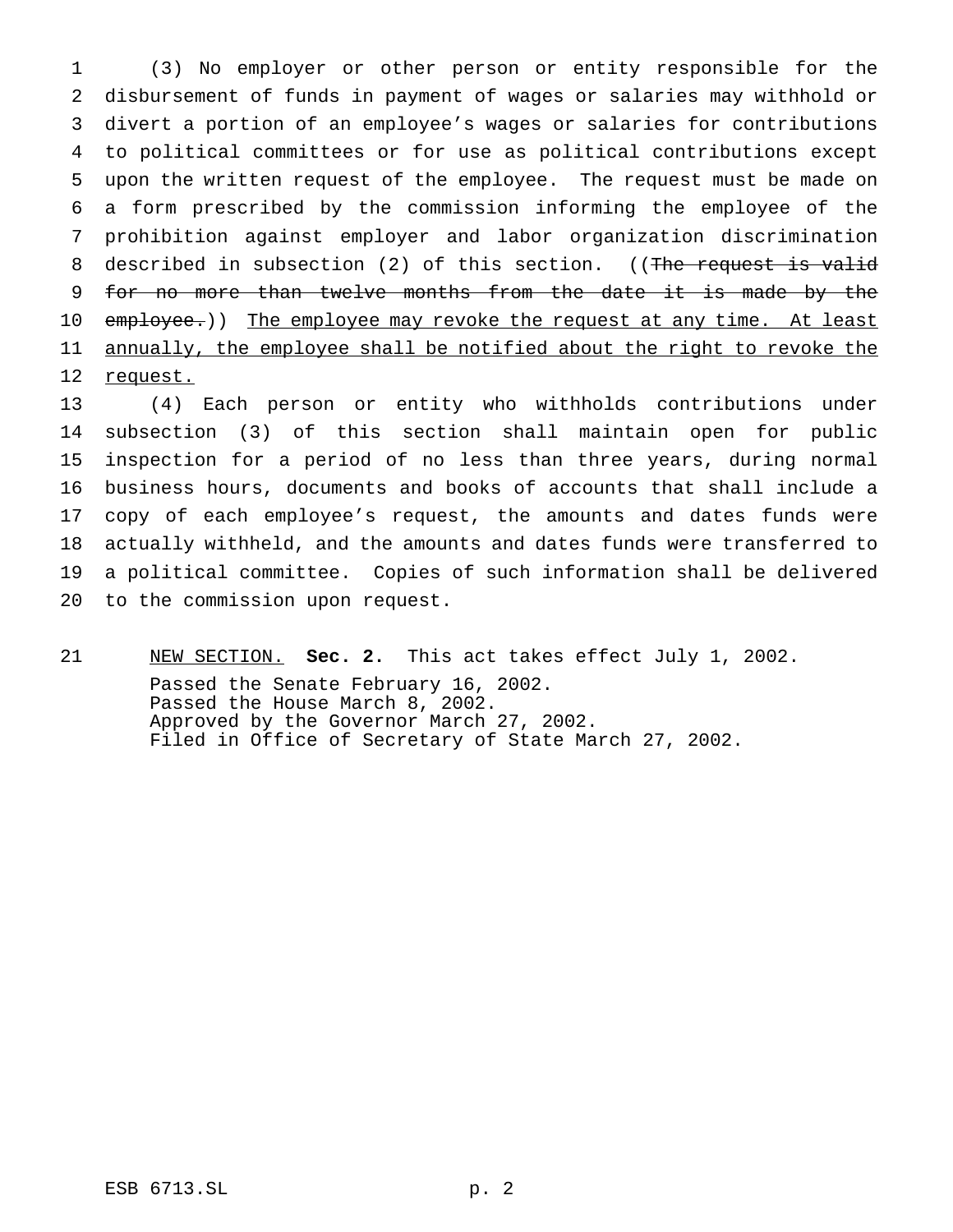(3) No employer or other person or entity responsible for the disbursement of funds in payment of wages or salaries may withhold or divert a portion of an employee's wages or salaries for contributions to political committees or for use as political contributions except upon the written request of the employee. The request must be made on a form prescribed by the commission informing the employee of the prohibition against employer and labor organization discrimination described in subsection (2) of this section. ((~~The request is valid for no more than twelve months from the date it is made by the employee.~~)) <u>The employee may revoke the request at any time. At least annually, the employee shall be notified about the right to revoke the request.</u>

(4) Each person or entity who withholds contributions under subsection (3) of this section shall maintain open for public inspection for a period of no less than three years, during normal business hours, documents and books of accounts that shall include a copy of each employee's request, the amounts and dates funds were actually withheld, and the amounts and dates funds were transferred to a political committee. Copies of such information shall be delivered to the commission upon request.

<u>NEW SECTION.</u> **Sec. 2.** This act takes effect July 1, 2002.

Passed the Senate February 16, 2002.
Passed the House March 8, 2002.
Approved by the Governor March 27, 2002.
Filed in Office of Secretary of State March 27, 2002.